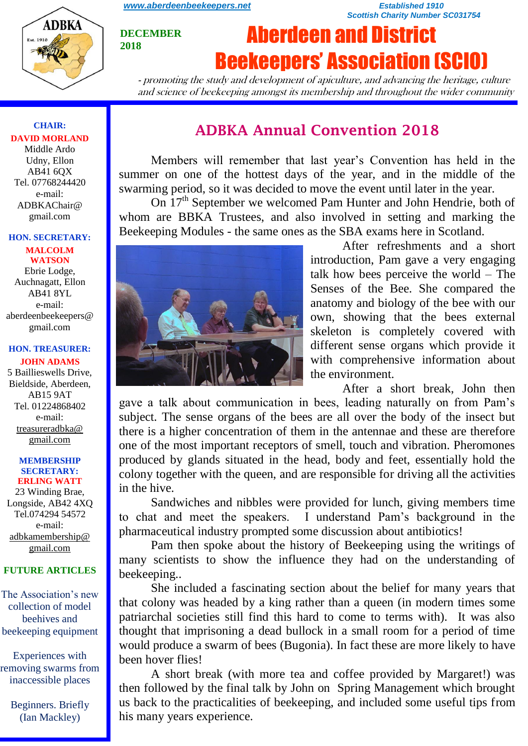www.aberdeenbeekeepers.net

*Established 1910*
*Scottish Charity Number SC031754*

**DECEMBER 2018**

# Aberdeen and District Beekeepers' Association (SCIO)

*- promoting the study and development of apiculture, and advancing the heritage, culture and science of beekeeping amongst its membership and throughout the wider community*

**CHAIR:**
**DAVID MORLAND**
Middle Ardo
Udny, Ellon
AB41 6QX
Tel. 07768244420
e-mail:
ADBKAChair@gmail.com

**HON. SECRETARY:**
**MALCOLM WATSON**
Ebrie Lodge,
Auchnagatt, Ellon
AB41 8YL
e-mail:
aberdeenbeekeepers@gmail.com

**HON. TREASURER:**
**JOHN ADAMS**
5 Baillieswells Drive,
Bieldside, Aberdeen,
AB15 9AT
Tel. 01224868402
e-mail:
treasureradbka@gmail.com

**MEMBERSHIP SECRETARY:**
**ERLING WATT**
23 Winding Brae,
Longside, AB42 4XQ
Tel.074294 54572
e-mail:
adbkamembership@gmail.com

**FUTURE ARTICLES**

The Association's new collection of model beehives and beekeeping equipment

Experiences with removing swarms from inaccessible places

Beginners. Briefly (Ian Mackley)

## ADBKA Annual Convention 2018

Members will remember that last year's Convention has held in the summer on one of the hottest days of the year, and in the middle of the swarming period, so it was decided to move the event until later in the year.

On 17th September we welcomed Pam Hunter and John Hendrie, both of whom are BBKA Trustees, and also involved in setting and marking the Beekeeping Modules - the same ones as the SBA exams here in Scotland.

After refreshments and a short introduction, Pam gave a very engaging talk how bees perceive the world – The Senses of the Bee. She compared the anatomy and biology of the bee with our own, showing that the bees external skeleton is completely covered with different sense organs which provide it with comprehensive information about the environment.

After a short break, John then gave a talk about communication in bees, leading naturally on from Pam's subject. The sense organs of the bees are all over the body of the insect but there is a higher concentration of them in the antennae and these are therefore one of the most important receptors of smell, touch and vibration. Pheromones produced by glands situated in the head, body and feet, essentially hold the colony together with the queen, and are responsible for driving all the activities in the hive.

Sandwiches and nibbles were provided for lunch, giving members time to chat and meet the speakers. I understand Pam's background in the pharmaceutical industry prompted some discussion about antibiotics!

Pam then spoke about the history of Beekeeping using the writings of many scientists to show the influence they had on the understanding of beekeeping..

She included a fascinating section about the belief for many years that that colony was headed by a king rather than a queen (in modern times some patriarchal societies still find this hard to come to terms with). It was also thought that imprisoning a dead bullock in a small room for a period of time would produce a swarm of bees (Bugonia). In fact these are more likely to have been hover flies!

A short break (with more tea and coffee provided by Margaret!) was then followed by the final talk by John on Spring Management which brought us back to the practicalities of beekeeping, and included some useful tips from his many years experience.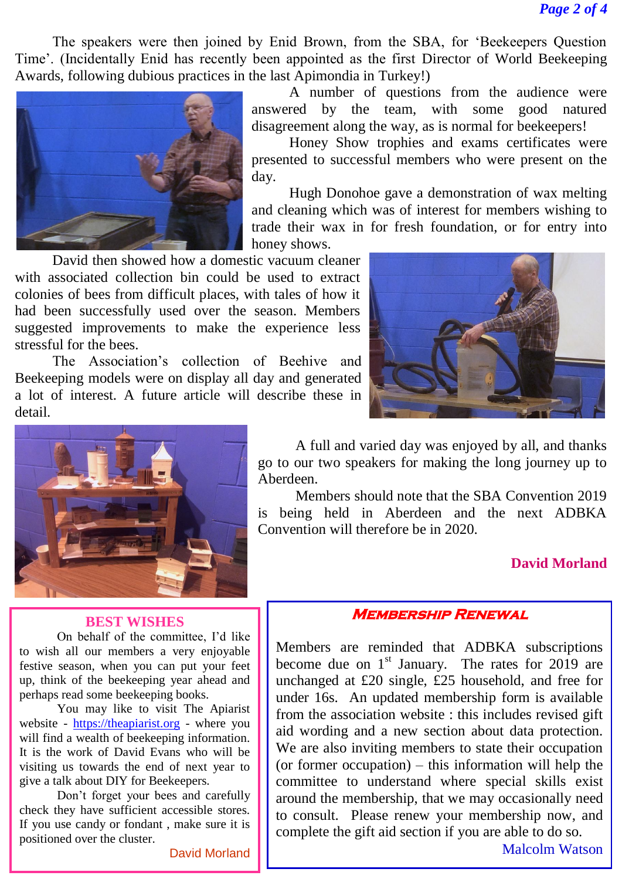The speakers were then joined by Enid Brown, from the SBA, for 'Beekeepers Question Time'. (Incidentally Enid has recently been appointed as the first Director of World Beekeeping Awards, following dubious practices in the last Apimondia in Turkey!)

A number of questions from the audience were answered by the team, with some good natured disagreement along the way, as is normal for beekeepers!

Honey Show trophies and exams certificates were presented to successful members who were present on the day.

Hugh Donohoe gave a demonstration of wax melting and cleaning which was of interest for members wishing to trade their wax in for fresh foundation, or for entry into honey shows.

David then showed how a domestic vacuum cleaner with associated collection bin could be used to extract colonies of bees from difficult places, with tales of how it had been successfully used over the season. Members suggested improvements to make the experience less stressful for the bees.

The Association's collection of Beehive and Beekeeping models were on display all day and generated a lot of interest. A future article will describe these in detail.

A full and varied day was enjoyed by all, and thanks go to our two speakers for making the long journey up to Aberdeen.

Members should note that the SBA Convention 2019 is being held in Aberdeen and the next ADBKA Convention will therefore be in 2020.

**David Morland**

## BEST WISHES

On behalf of the committee, I'd like to wish all our members a very enjoyable festive season, when you can put your feet up, think of the beekeeping year ahead and perhaps read some beekeeping books.

You may like to visit The Apiarist website - https://theapiarist.org - where you will find a wealth of beekeeping information. It is the work of David Evans who will be visiting us towards the end of next year to give a talk about DIY for Beekeepers.

Don't forget your bees and carefully check they have sufficient accessible stores. If you use candy or fondant , make sure it is positioned over the cluster.

David Morland

## *Membership Renewal*

Members are reminded that ADBKA subscriptions become due on 1st January. The rates for 2019 are unchanged at £20 single, £25 household, and free for under 16s. An updated membership form is available from the association website : this includes revised gift aid wording and a new section about data protection. We are also inviting members to state their occupation (or former occupation) – this information will help the committee to understand where special skills exist around the membership, that we may occasionally need to consult. Please renew your membership now, and complete the gift aid section if you are able to do so.

Malcolm Watson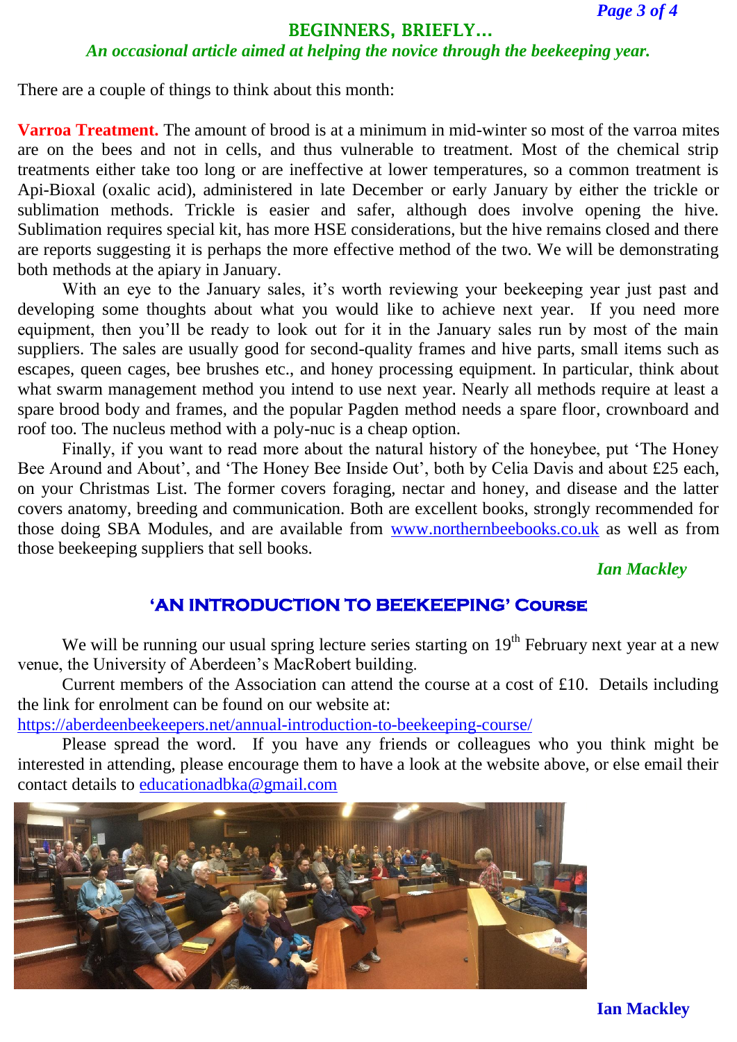## BEGINNERS, BRIEFLY…

*An occasional article aimed at helping the novice through the beekeeping year.*

There are a couple of things to think about this month:

**Varroa Treatment.** The amount of brood is at a minimum in mid-winter so most of the varroa mites are on the bees and not in cells, and thus vulnerable to treatment. Most of the chemical strip treatments either take too long or are ineffective at lower temperatures, so a common treatment is Api-Bioxal (oxalic acid), administered in late December or early January by either the trickle or sublimation methods. Trickle is easier and safer, although does involve opening the hive. Sublimation requires special kit, has more HSE considerations, but the hive remains closed and there are reports suggesting it is perhaps the more effective method of the two. We will be demonstrating both methods at the apiary in January.

With an eye to the January sales, it's worth reviewing your beekeeping year just past and developing some thoughts about what you would like to achieve next year. If you need more equipment, then you'll be ready to look out for it in the January sales run by most of the main suppliers. The sales are usually good for second-quality frames and hive parts, small items such as escapes, queen cages, bee brushes etc., and honey processing equipment. In particular, think about what swarm management method you intend to use next year. Nearly all methods require at least a spare brood body and frames, and the popular Pagden method needs a spare floor, crownboard and roof too. The nucleus method with a poly-nuc is a cheap option.

Finally, if you want to read more about the natural history of the honeybee, put 'The Honey Bee Around and About', and 'The Honey Bee Inside Out', both by Celia Davis and about £25 each, on your Christmas List. The former covers foraging, nectar and honey, and disease and the latter covers anatomy, breeding and communication. Both are excellent books, strongly recommended for those doing SBA Modules, and are available from www.northernbeebooks.co.uk as well as from those beekeeping suppliers that sell books.

*Ian Mackley*

## 'AN INTRODUCTION TO BEEKEEPING' COURSE

We will be running our usual spring lecture series starting on 19th February next year at a new venue, the University of Aberdeen's MacRobert building.

Current members of the Association can attend the course at a cost of £10. Details including the link for enrolment can be found on our website at:
https://aberdeenbeekeepers.net/annual-introduction-to-beekeeping-course/

Please spread the word. If you have any friends or colleagues who you think might be interested in attending, please encourage them to have a look at the website above, or else email their contact details to educationadbka@gmail.com

**Ian Mackley**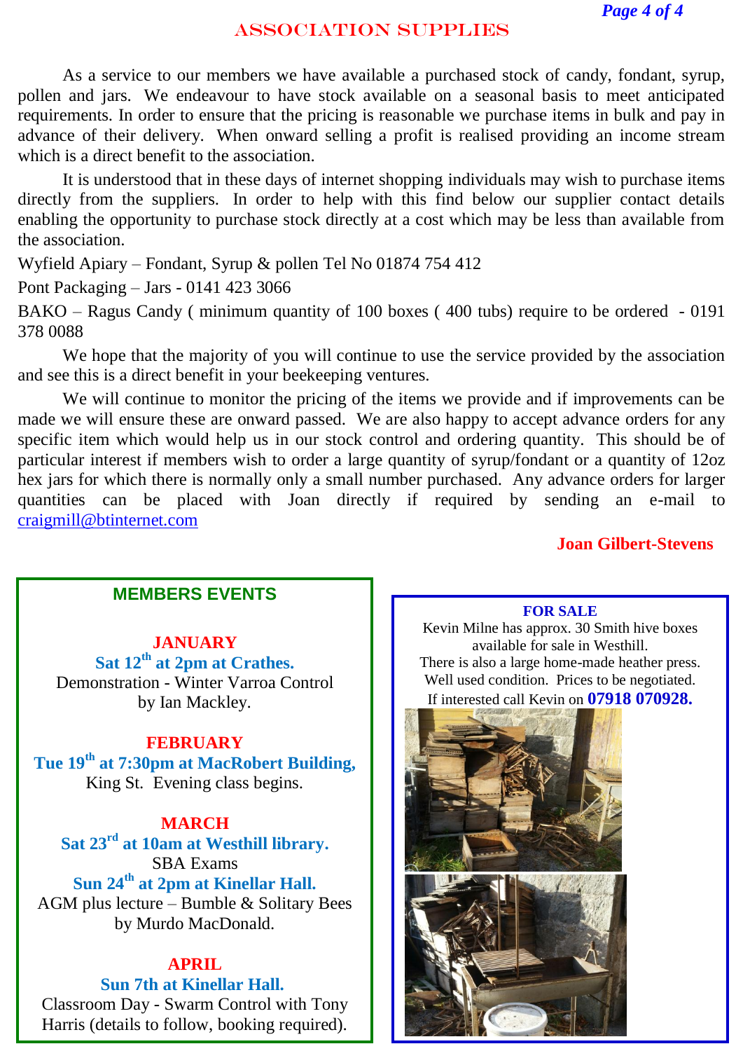## ASSOCIATION SUPPLIES

As a service to our members we have available a purchased stock of candy, fondant, syrup, pollen and jars. We endeavour to have stock available on a seasonal basis to meet anticipated requirements. In order to ensure that the pricing is reasonable we purchase items in bulk and pay in advance of their delivery. When onward selling a profit is realised providing an income stream which is a direct benefit to the association.

It is understood that in these days of internet shopping individuals may wish to purchase items directly from the suppliers. In order to help with this find below our supplier contact details enabling the opportunity to purchase stock directly at a cost which may be less than available from the association.

Wyfield Apiary – Fondant, Syrup & pollen Tel No 01874 754 412

Pont Packaging – Jars - 0141 423 3066

BAKO – Ragus Candy ( minimum quantity of 100 boxes ( 400 tubs) require to be ordered - 0191 378 0088

We hope that the majority of you will continue to use the service provided by the association and see this is a direct benefit in your beekeeping ventures.

We will continue to monitor the pricing of the items we provide and if improvements can be made we will ensure these are onward passed. We are also happy to accept advance orders for any specific item which would help us in our stock control and ordering quantity. This should be of particular interest if members wish to order a large quantity of syrup/fondant or a quantity of 12oz hex jars for which there is normally only a small number purchased. Any advance orders for larger quantities can be placed with Joan directly if required by sending an e-mail to craigmill@btinternet.com

**Joan Gilbert-Stevens**

### MEMBERS EVENTS

**JANUARY**

**Sat 12th at 2pm at Crathes.**
Demonstration - Winter Varroa Control by Ian Mackley.

**FEBRUARY**

**Tue 19th at 7:30pm at MacRobert Building,**
King St. Evening class begins.

**MARCH**

**Sat 23rd at 10am at Westhill library.**
SBA Exams

**Sun 24th at 2pm at Kinellar Hall.**
AGM plus lecture – Bumble & Solitary Bees by Murdo MacDonald.

**APRIL**

**Sun 7th at Kinellar Hall.**
Classroom Day - Swarm Control with Tony Harris (details to follow, booking required).

### FOR SALE

Kevin Milne has approx. 30 Smith hive boxes available for sale in Westhill.
There is also a large home-made heather press.
Well used condition. Prices to be negotiated.
If interested call Kevin on **07918 070928.**